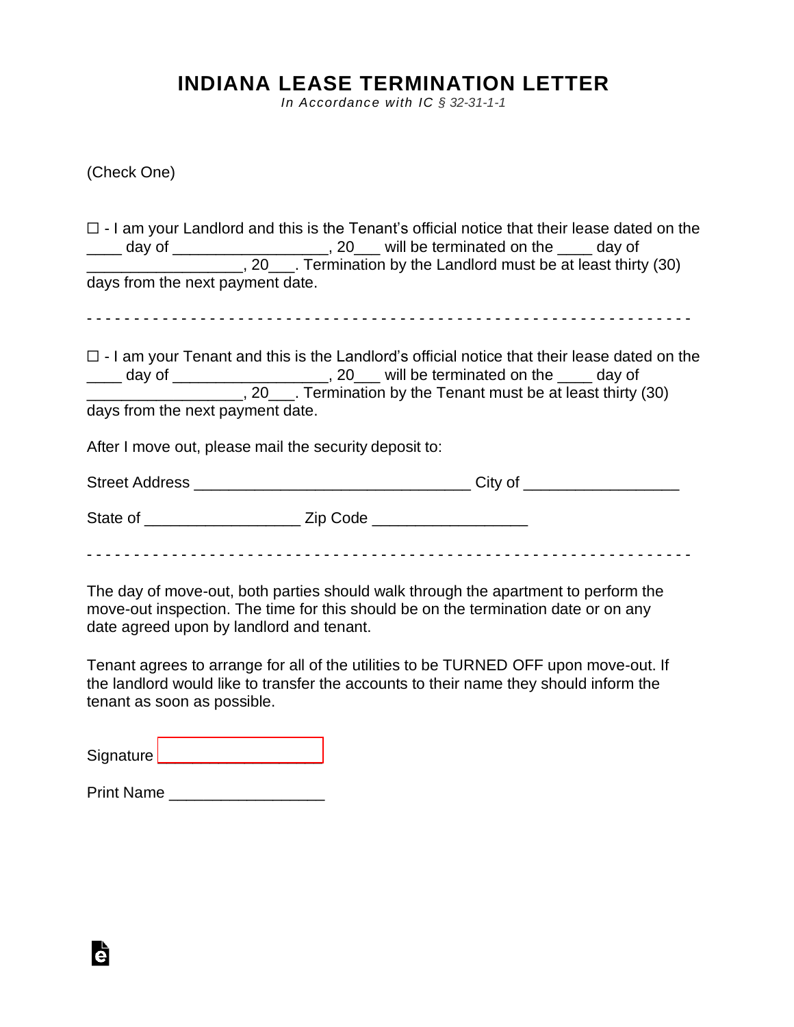# INDIANA LEASE TERMINATION LETTER

*In Accordance with IC § 32-31-1-1*

(Check One)

☐ - I am your Landlord and this is the Tenant's official notice that their lease dated on the ____ day of _________________, 20___ will be terminated on the ____ day of _________________, 20___. Termination by the Landlord must be at least thirty (30) days from the next payment date.

- - - - - - - - - - - - - - - - - - - - - - - - - - - - - - - - - - - - - - - - - - - - - - - - - - - - - - - - - - - - - - -

☐ - I am your Tenant and this is the Landlord's official notice that their lease dated on the ____ day of _________________, 20___ will be terminated on the ____ day of _________________, 20___. Termination by the Tenant must be at least thirty (30) days from the next payment date.

After I move out, please mail the security deposit to:

Street Address ______________________________ City of _________________

State of _________________ Zip Code _________________

- - - - - - - - - - - - - - - - - - - - - - - - - - - - - - - - - - - - - - - - - - - - - - - - - - - - - - - - - - - - - - -

The day of move-out, both parties should walk through the apartment to perform the move-out inspection. The time for this should be on the termination date or on any date agreed upon by landlord and tenant.

Tenant agrees to arrange for all of the utilities to be TURNED OFF upon move-out. If the landlord would like to transfer the accounts to their name they should inform the tenant as soon as possible.

Signature _________________

Print Name _________________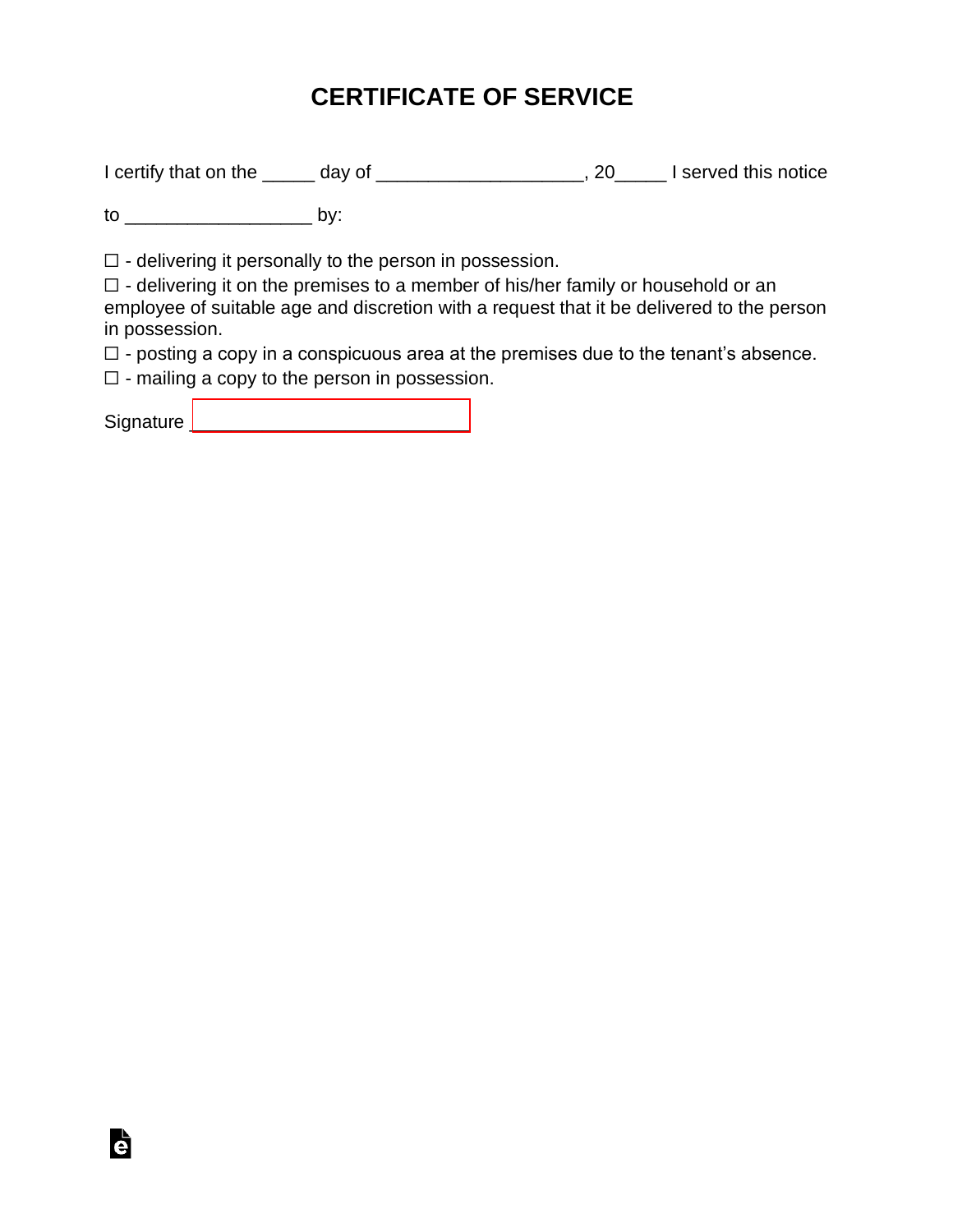# CERTIFICATE OF SERVICE

I certify that on the _____ day of ___________________, 20_____ I served this notice to _________________ by:

☐ - delivering it personally to the person in possession.
☐ - delivering it on the premises to a member of his/her family or household or an employee of suitable age and discretion with a request that it be delivered to the person in possession.
☐ - posting a copy in a conspicuous area at the premises due to the tenant's absence.
☐ - mailing a copy to the person in possession.

Signature ___________________________